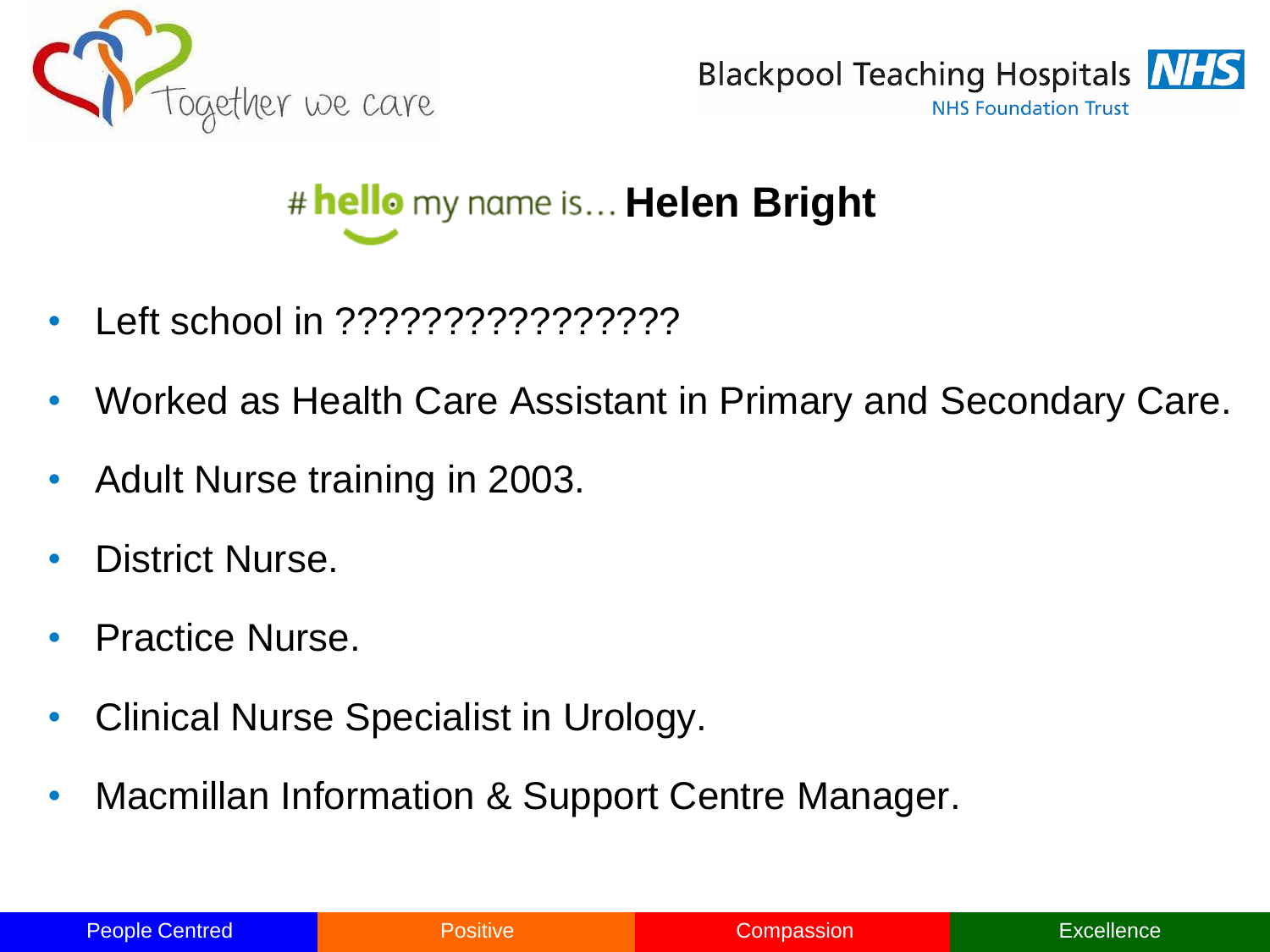# #hello my name is... **Helen Bright**

- Left school in ????????????????
- Worked as Health Care Assistant in Primary and Secondary Care.
- Adult Nurse training in 2003.
- District Nurse.
- Practice Nurse.
- Clinical Nurse Specialist in Urology.
- Macmillan Information & Support Centre Manager.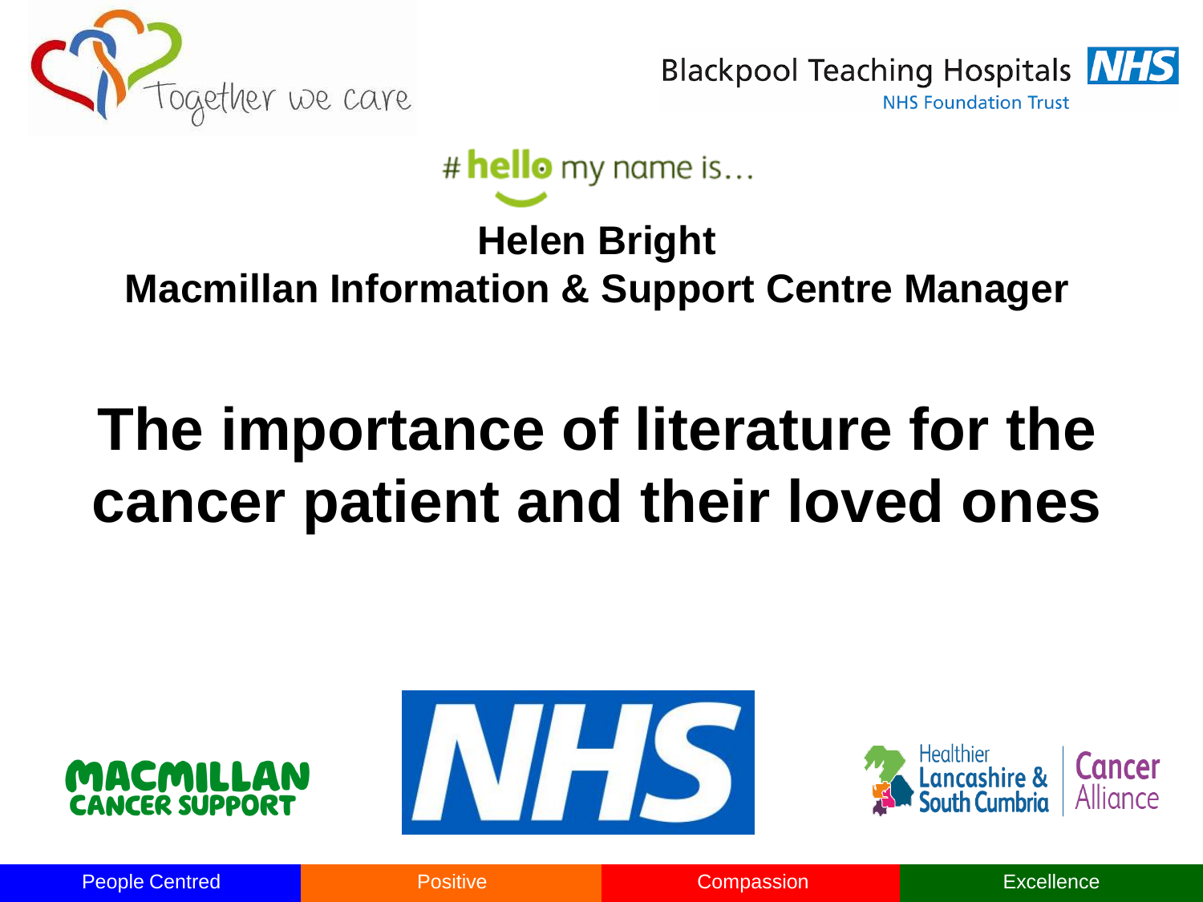Together we care

Blackpool Teaching Hospitals NHS
NHS Foundation Trust

#hello my name is…

**Helen Bright**

**Macmillan Information & Support Centre Manager**

# The importance of literature for the cancer patient and their loved ones

MACMILLAN CANCER SUPPORT

NHS

Healthier Lancashire & South Cumbria | Cancer Alliance

People Centred | Positive | Compassion | Excellence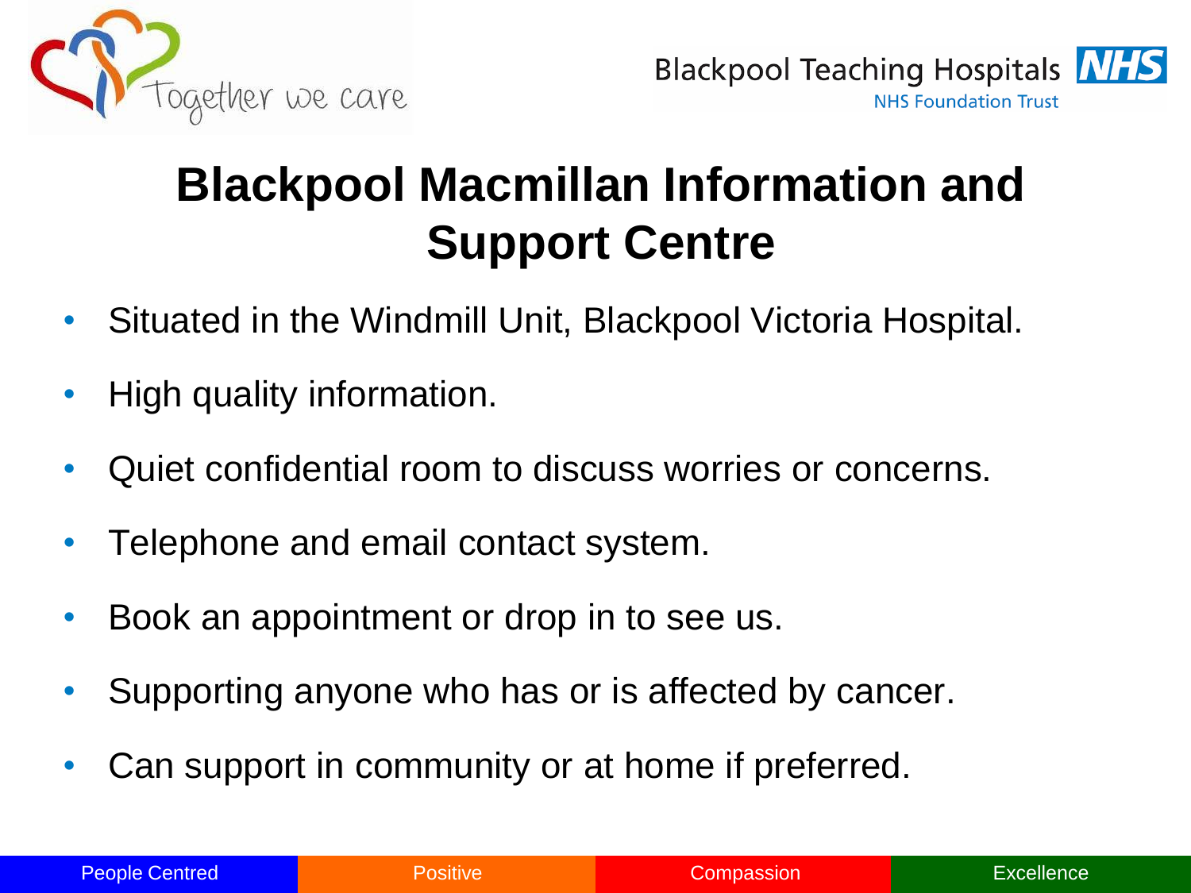# Blackpool Macmillan Information and Support Centre

- Situated in the Windmill Unit, Blackpool Victoria Hospital.
- High quality information.
- Quiet confidential room to discuss worries or concerns.
- Telephone and email contact system.
- Book an appointment or drop in to see us.
- Supporting anyone who has or is affected by cancer.
- Can support in community or at home if preferred.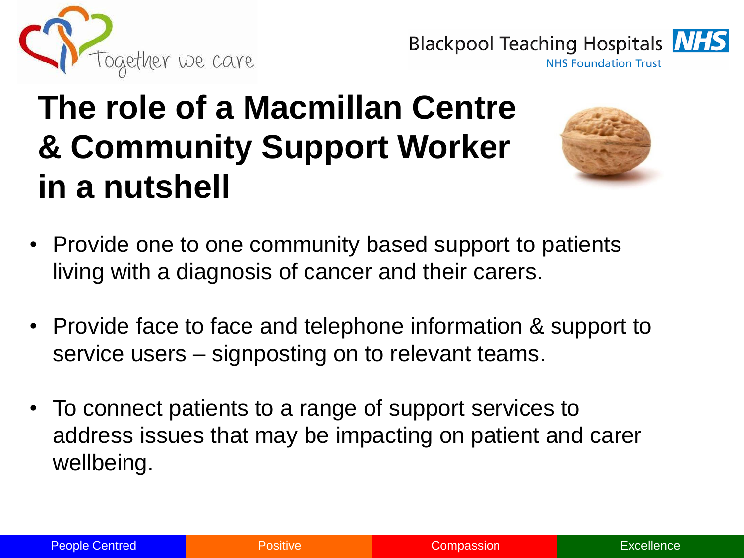# The role of a Macmillan Centre & Community Support Worker in a nutshell

- Provide one to one community based support to patients living with a diagnosis of cancer and their carers.
- Provide face to face and telephone information & support to service users – signposting on to relevant teams.
- To connect patients to a range of support services to address issues that may be impacting on patient and carer wellbeing.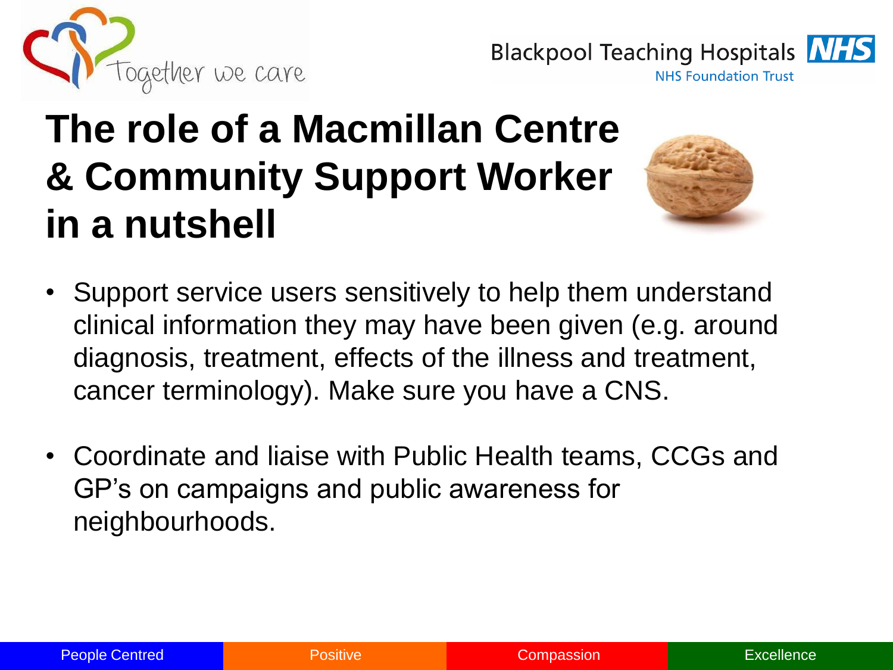# The role of a Macmillan Centre & Community Support Worker in a nutshell

- Support service users sensitively to help them understand clinical information they may have been given (e.g. around diagnosis, treatment, effects of the illness and treatment, cancer terminology). Make sure you have a CNS.

- Coordinate and liaise with Public Health teams, CCGs and GP's on campaigns and public awareness for neighbourhoods.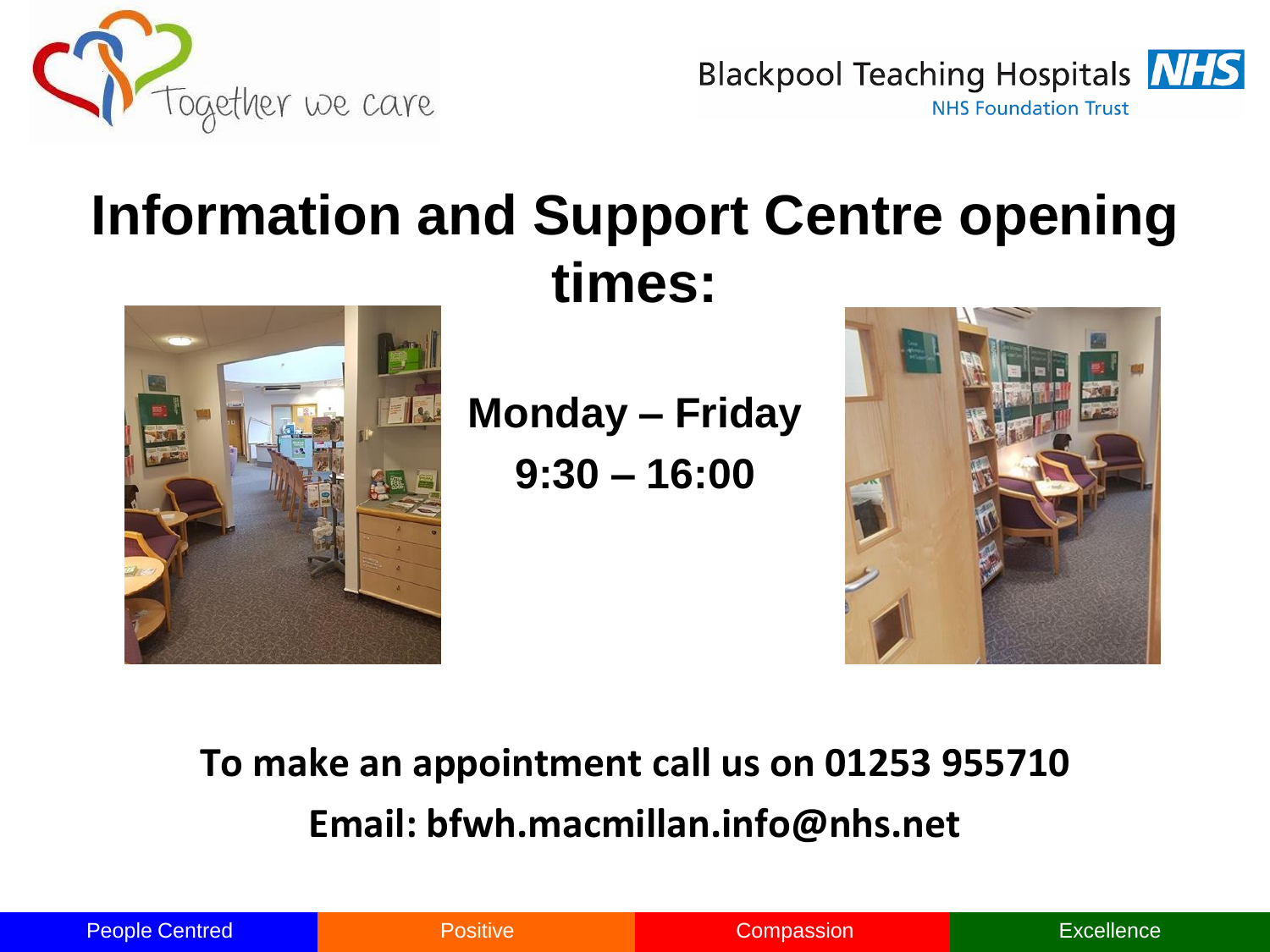Together we care

Blackpool Teaching Hospitals NHS
NHS Foundation Trust

# Information and Support Centre opening times:

**Monday – Friday**

**9:30 – 16:00**

**To make an appointment call us on 01253 955710**

**Email: bfwh.macmillan.info@nhs.net**

People Centred | Positive | Compassion | Excellence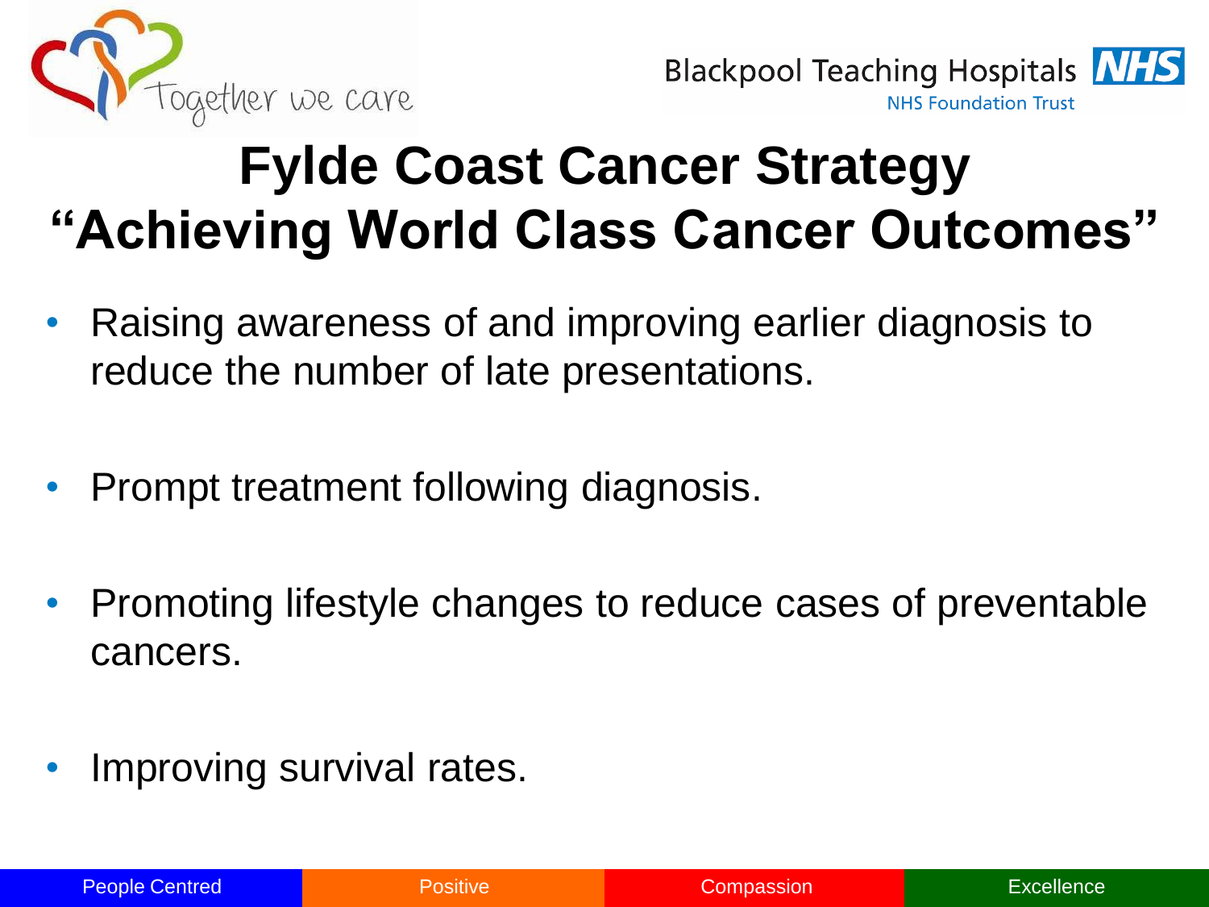# Fylde Coast Cancer Strategy
# "Achieving World Class Cancer Outcomes"

- Raising awareness of and improving earlier diagnosis to reduce the number of late presentations.
- Prompt treatment following diagnosis.
- Promoting lifestyle changes to reduce cases of preventable cancers.
- Improving survival rates.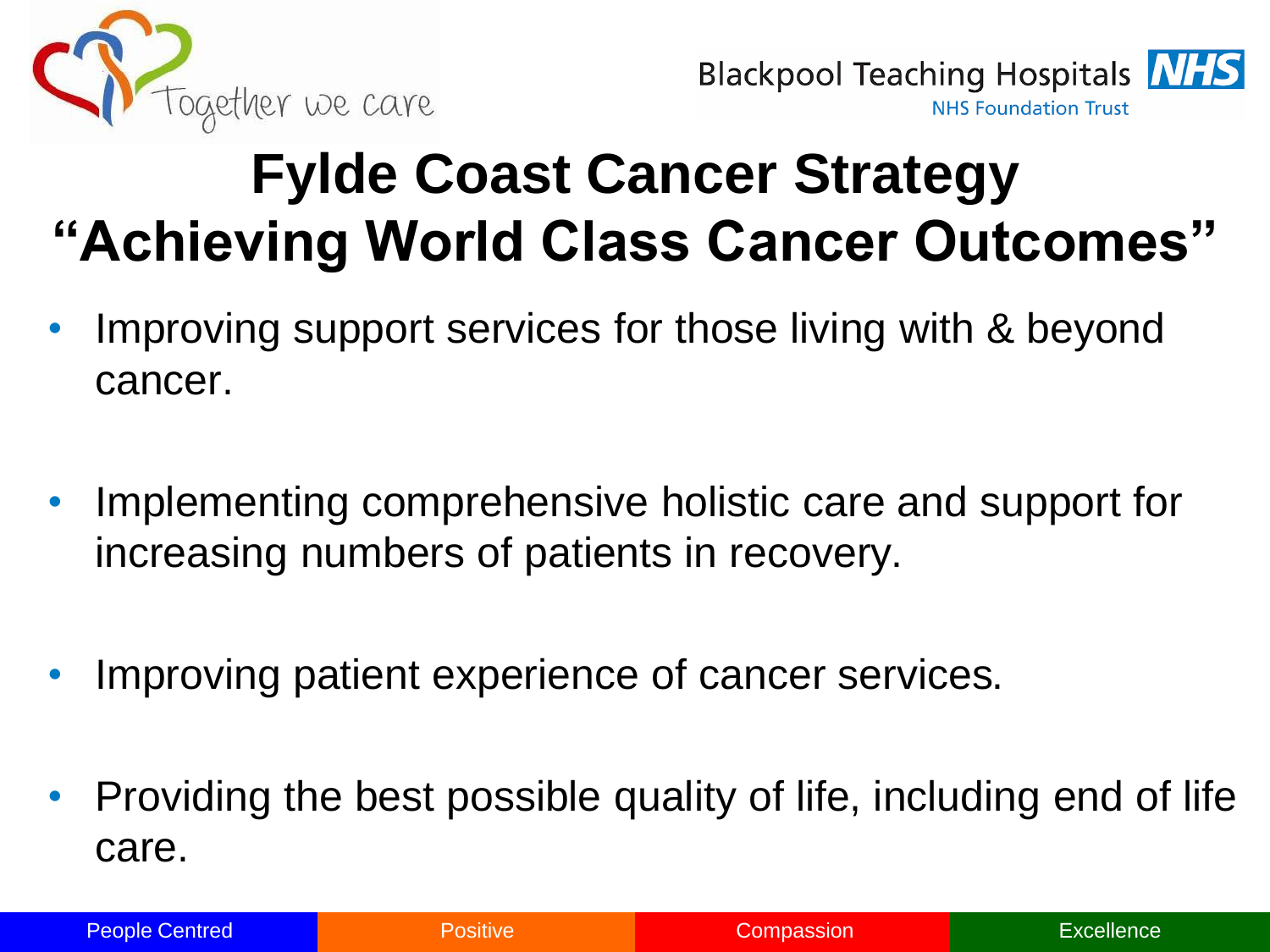# Fylde Coast Cancer Strategy "Achieving World Class Cancer Outcomes"

- Improving support services for those living with & beyond cancer.
- Implementing comprehensive holistic care and support for increasing numbers of patients in recovery.
- Improving patient experience of cancer services.
- Providing the best possible quality of life, including end of life care.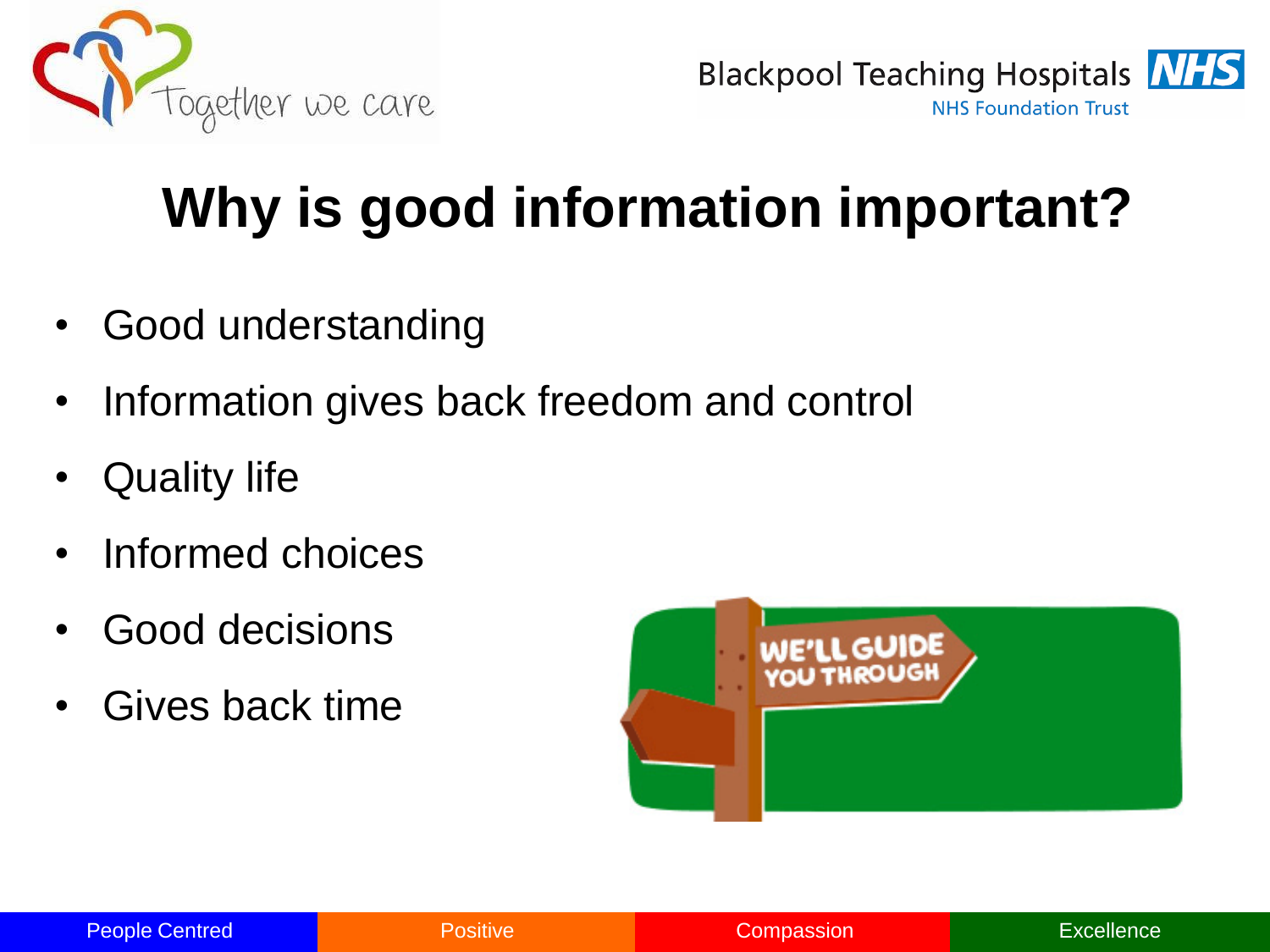# Why is good information important?

- Good understanding
- Information gives back freedom and control
- Quality life
- Informed choices
- Good decisions
- Gives back time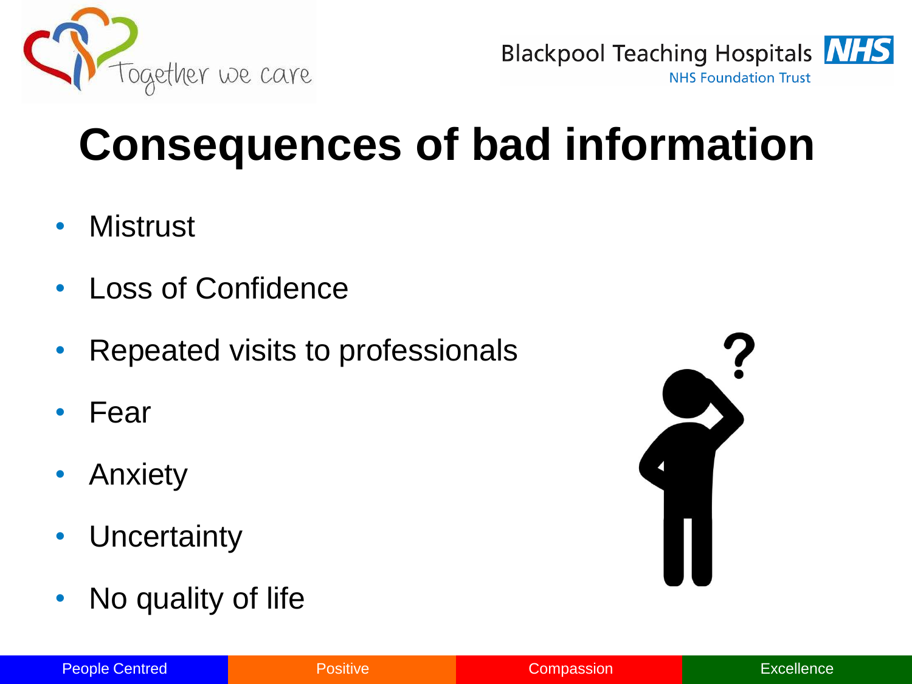# Consequences of bad information

- Mistrust
- Loss of Confidence
- Repeated visits to professionals
- Fear
- Anxiety
- Uncertainty
- No quality of life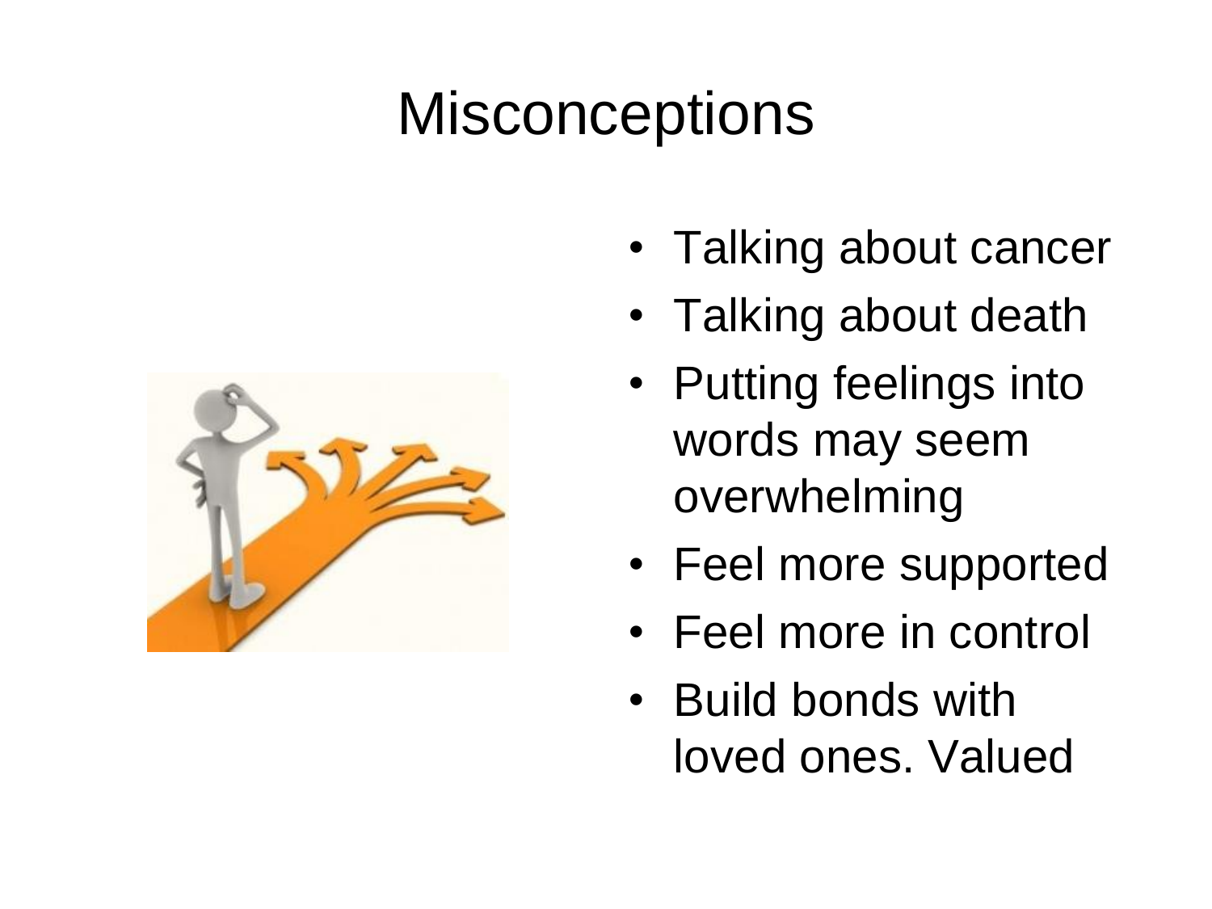# Misconceptions

- Talking about cancer
- Talking about death
- Putting feelings into words may seem overwhelming
- Feel more supported
- Feel more in control
- Build bonds with loved ones. Valued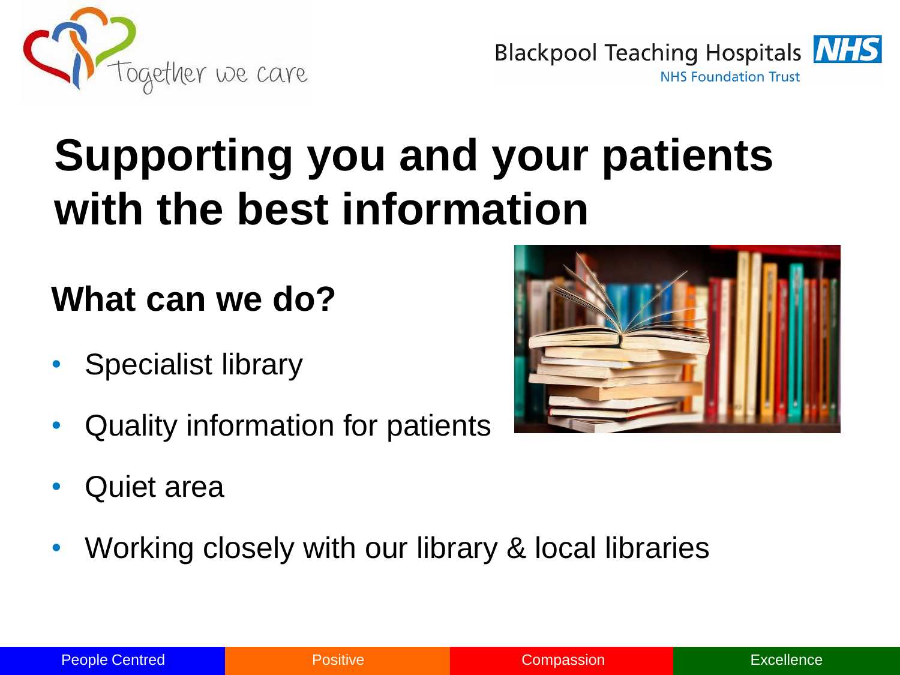# Supporting you and your patients with the best information

## What can we do?

- Specialist library
- Quality information for patients
- Quiet area
- Working closely with our library & local libraries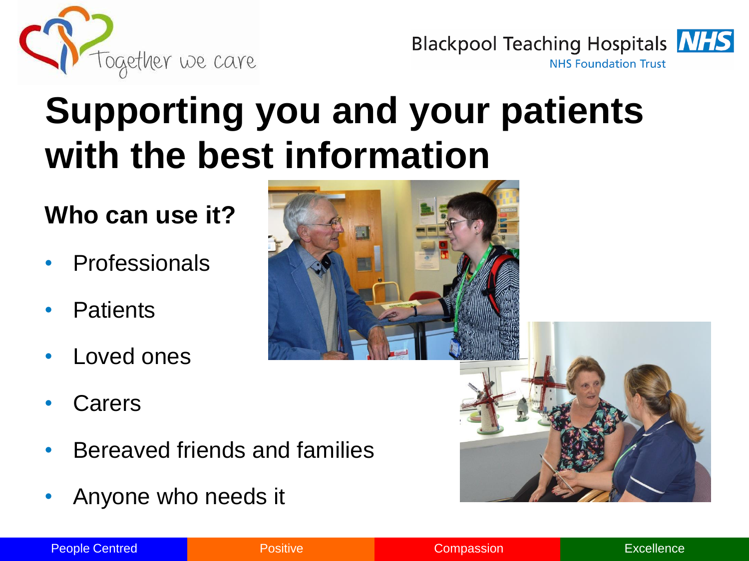# Supporting you and your patients with the best information

## Who can use it?

- Professionals
- Patients
- Loved ones
- Carers
- Bereaved friends and families
- Anyone who needs it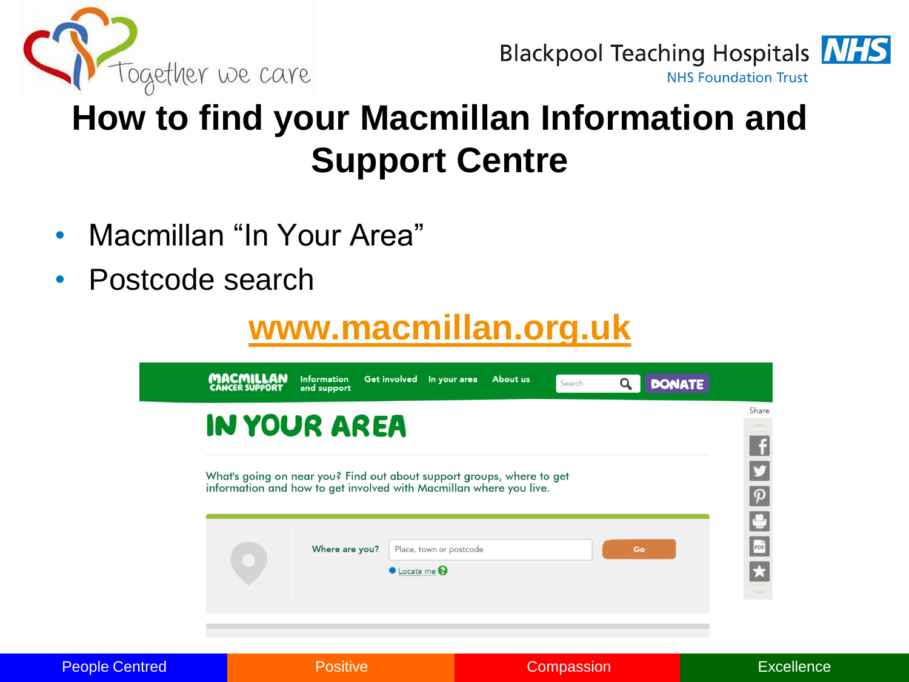# How to find your Macmillan Information and Support Centre

- Macmillan "In Your Area"
- Postcode search

**www.macmillan.org.uk**

MACMILLAN CANCER SUPPORT | Information and support | Get involved | In your area | About us | Search | DONATE

## IN YOUR AREA

What's going on near you? Find out about support groups, where to get information and how to get involved with Macmillan where you live.

Where are you? Place, town or postcode | Go

Locate me

Share

People Centred | Positive | Compassion | Excellence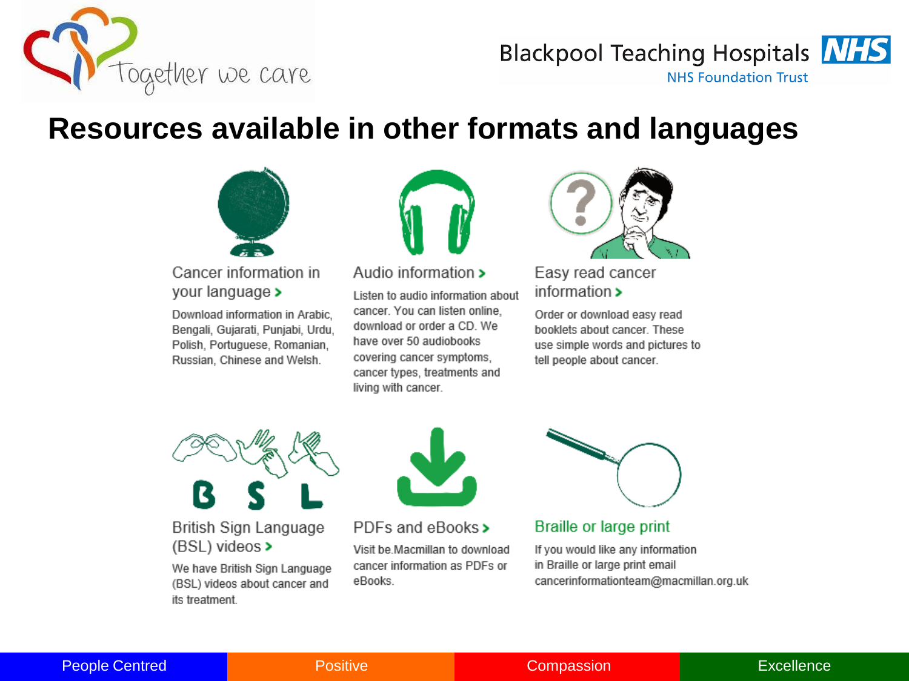# Resources available in other formats and languages

### Cancer information in your language >

Download information in Arabic, Bengali, Gujarati, Punjabi, Urdu, Polish, Portuguese, Romanian, Russian, Chinese and Welsh.

### Audio information >

Listen to audio information about cancer. You can listen online, download or order a CD. We have over 50 audiobooks covering cancer symptoms, cancer types, treatments and living with cancer.

### Easy read cancer information >

Order or download easy read booklets about cancer. These use simple words and pictures to tell people about cancer.

### British Sign Language (BSL) videos >

We have British Sign Language (BSL) videos about cancer and its treatment.

### PDFs and eBooks >

Visit be.Macmillan to download cancer information as PDFs or eBooks.

### Braille or large print

If you would like any information in Braille or large print email cancerinformationteam@macmillan.org.uk

People Centred | Positive | Compassion | Excellence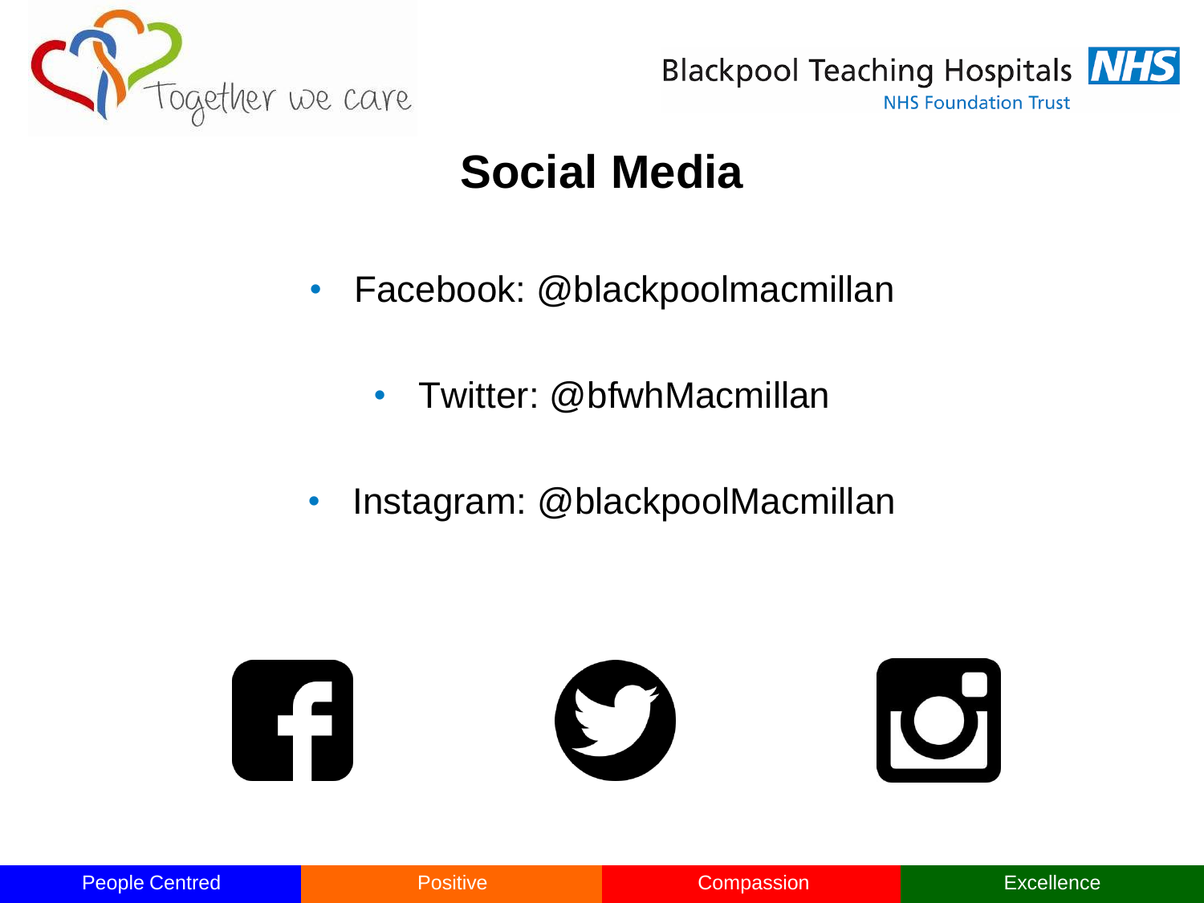# Social Media

- Facebook: @blackpoolmacmillan
- Twitter: @bfwhMacmillan
- Instagram: @blackpoolMacmillan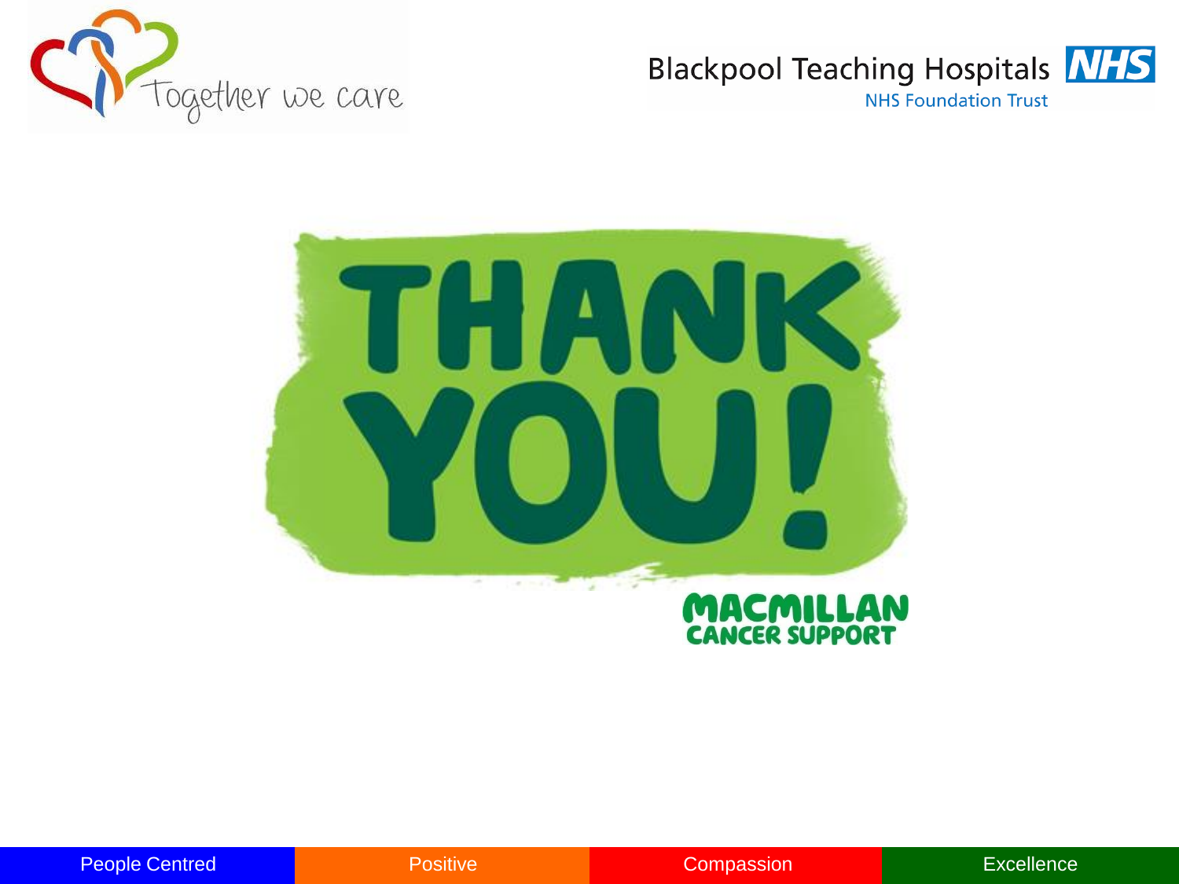Together we care

Blackpool Teaching Hospitals NHS

NHS Foundation Trust

# THANK YOU!

MACMILLAN CANCER SUPPORT

People Centred | Positive | Compassion | Excellence